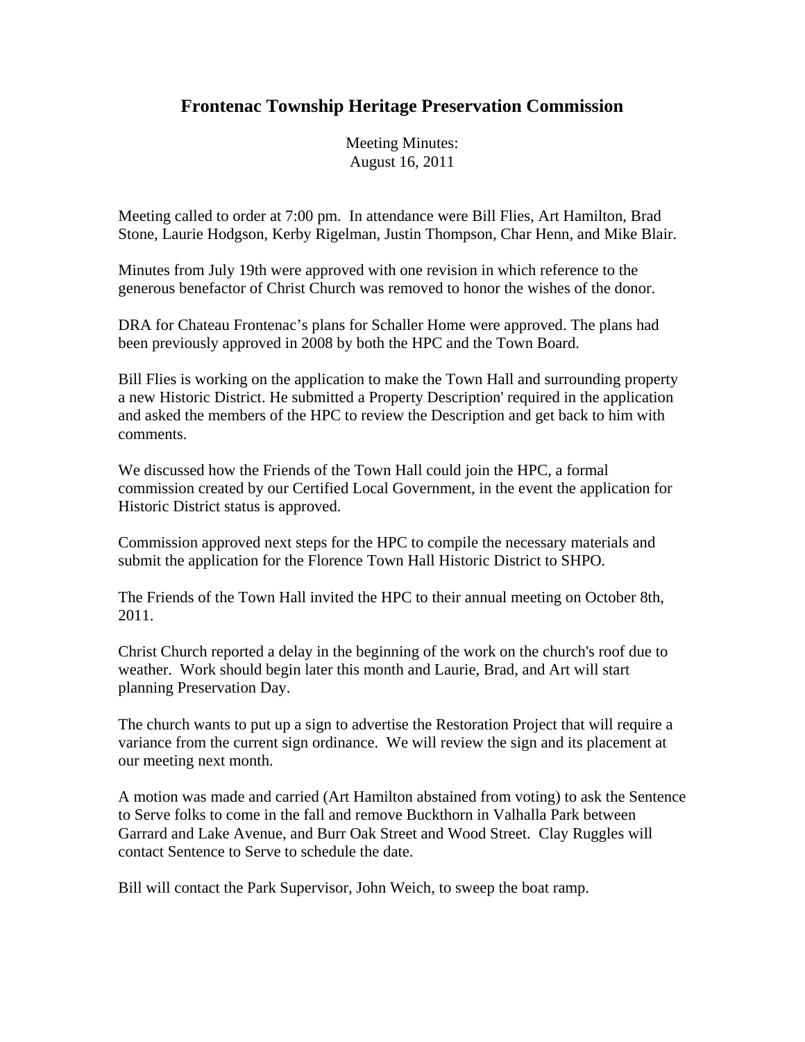# Frontenac Township Heritage Preservation Commission

Meeting Minutes:
August 16, 2011

Meeting called to order at 7:00 pm. In attendance were Bill Flies, Art Hamilton, Brad Stone, Laurie Hodgson, Kerby Rigelman, Justin Thompson, Char Henn, and Mike Blair.

Minutes from July 19th were approved with one revision in which reference to the generous benefactor of Christ Church was removed to honor the wishes of the donor.

DRA for Chateau Frontenac's plans for Schaller Home were approved. The plans had been previously approved in 2008 by both the HPC and the Town Board.

Bill Flies is working on the application to make the Town Hall and surrounding property a new Historic District. He submitted a Property Description' required in the application and asked the members of the HPC to review the Description and get back to him with comments.

We discussed how the Friends of the Town Hall could join the HPC, a formal commission created by our Certified Local Government, in the event the application for Historic District status is approved.

Commission approved next steps for the HPC to compile the necessary materials and submit the application for the Florence Town Hall Historic District to SHPO.

The Friends of the Town Hall invited the HPC to their annual meeting on October 8th, 2011.

Christ Church reported a delay in the beginning of the work on the church's roof due to weather. Work should begin later this month and Laurie, Brad, and Art will start planning Preservation Day.

The church wants to put up a sign to advertise the Restoration Project that will require a variance from the current sign ordinance. We will review the sign and its placement at our meeting next month.

A motion was made and carried (Art Hamilton abstained from voting) to ask the Sentence to Serve folks to come in the fall and remove Buckthorn in Valhalla Park between Garrard and Lake Avenue, and Burr Oak Street and Wood Street. Clay Ruggles will contact Sentence to Serve to schedule the date.

Bill will contact the Park Supervisor, John Weich, to sweep the boat ramp.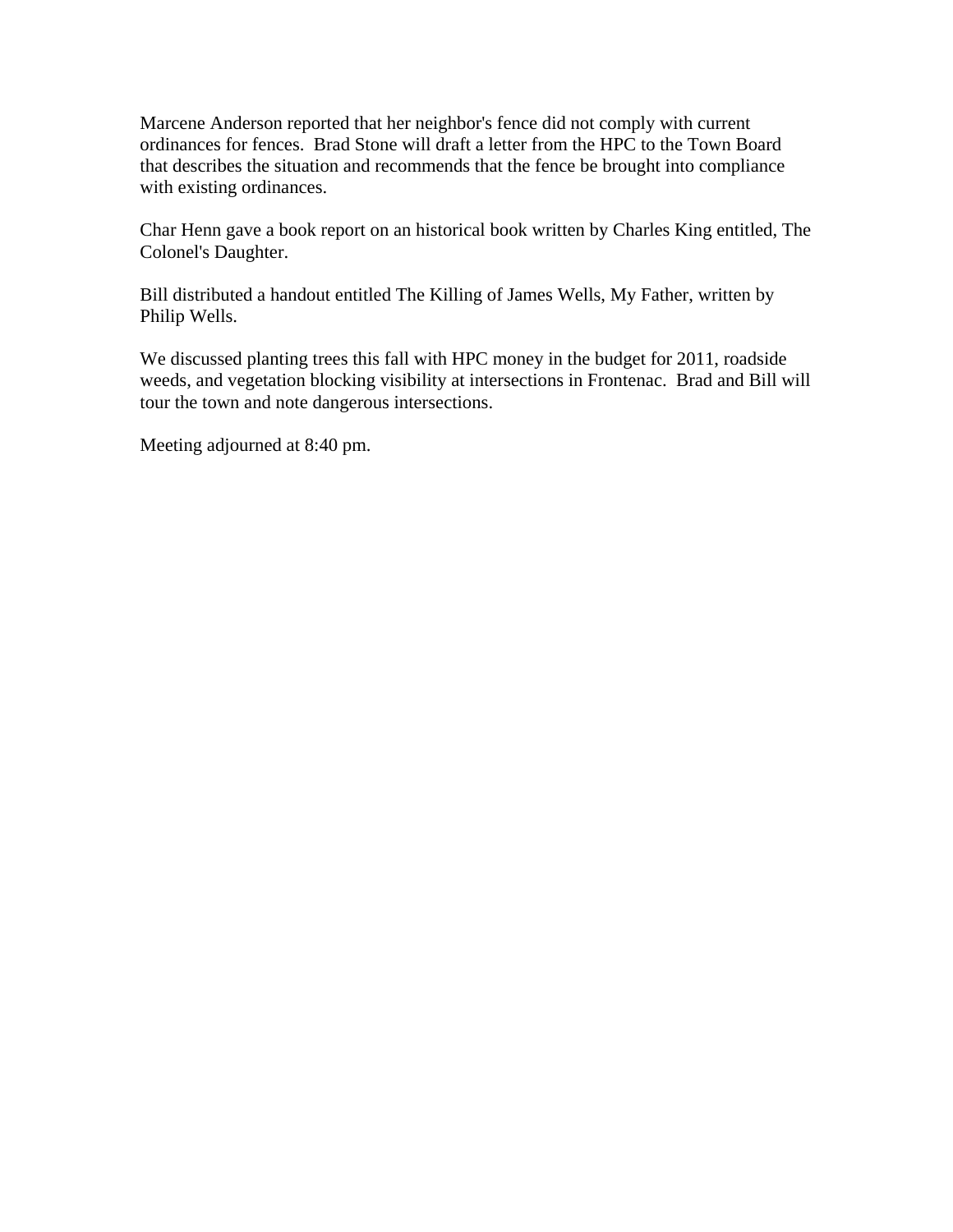Marcene Anderson reported that her neighbor's fence did not comply with current ordinances for fences.  Brad Stone will draft a letter from the HPC to the Town Board that describes the situation and recommends that the fence be brought into compliance with existing ordinances.

Char Henn gave a book report on an historical book written by Charles King entitled, The Colonel's Daughter.

Bill distributed a handout entitled The Killing of James Wells, My Father, written by Philip Wells.

We discussed planting trees this fall with HPC money in the budget for 2011, roadside weeds, and vegetation blocking visibility at intersections in Frontenac.  Brad and Bill will tour the town and note dangerous intersections.

Meeting adjourned at 8:40 pm.